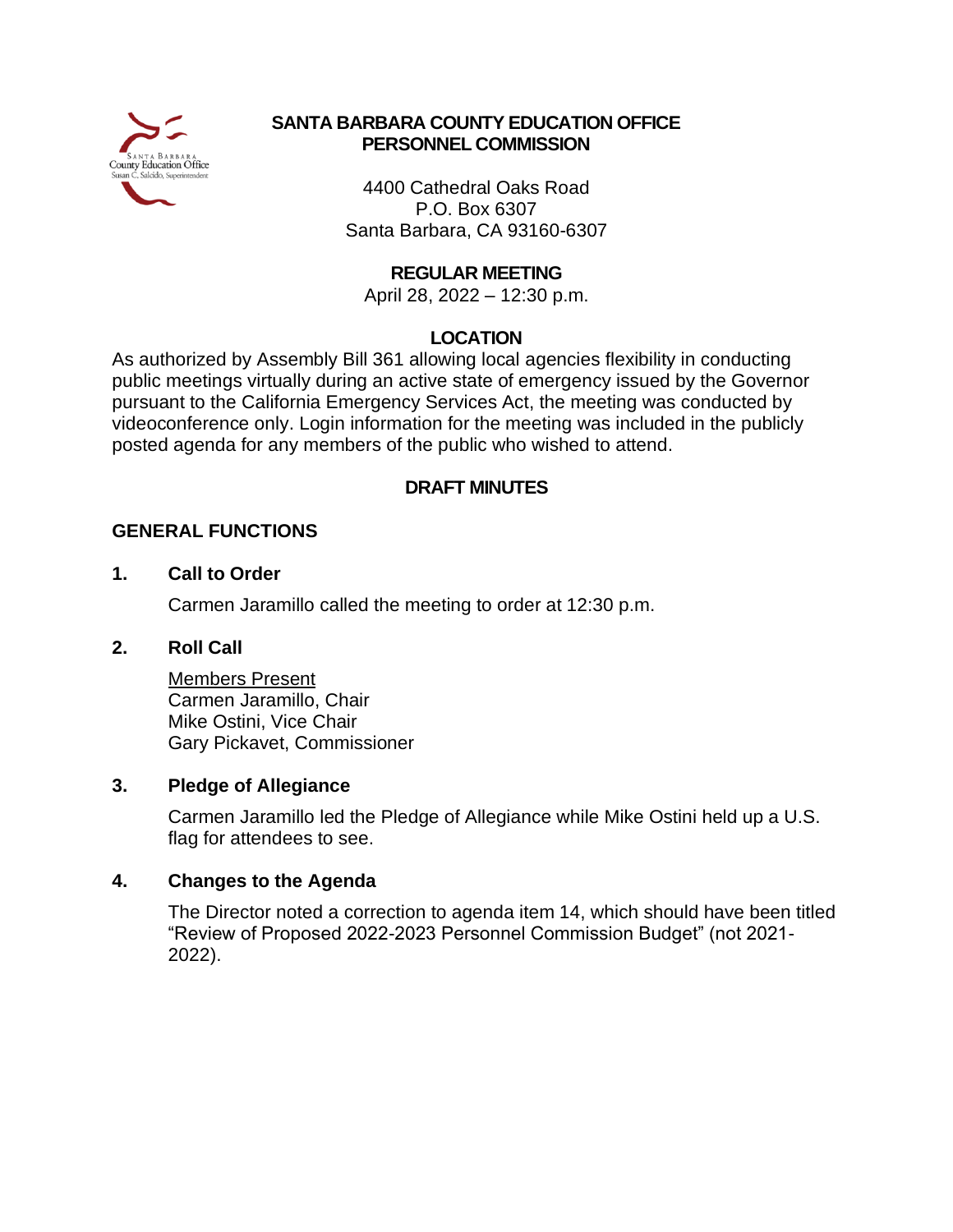# SANTA BARBARA COUNTY EDUCATION OFFICE
## PERSONNEL COMMISSION

4400 Cathedral Oaks Road
P.O. Box 6307
Santa Barbara, CA 93160-6307

**REGULAR MEETING**
April 28, 2022 – 12:30 p.m.

**LOCATION**

As authorized by Assembly Bill 361 allowing local agencies flexibility in conducting public meetings virtually during an active state of emergency issued by the Governor pursuant to the California Emergency Services Act, the meeting was conducted by videoconference only. Login information for the meeting was included in the publicly posted agenda for any members of the public who wished to attend.

**DRAFT MINUTES**

## GENERAL FUNCTIONS

### 1. Call to Order

Carmen Jaramillo called the meeting to order at 12:30 p.m.

### 2. Roll Call

Members Present
Carmen Jaramillo, Chair
Mike Ostini, Vice Chair
Gary Pickavet, Commissioner

### 3. Pledge of Allegiance

Carmen Jaramillo led the Pledge of Allegiance while Mike Ostini held up a U.S. flag for attendees to see.

### 4. Changes to the Agenda

The Director noted a correction to agenda item 14, which should have been titled "Review of Proposed 2022-2023 Personnel Commission Budget" (not 2021-2022).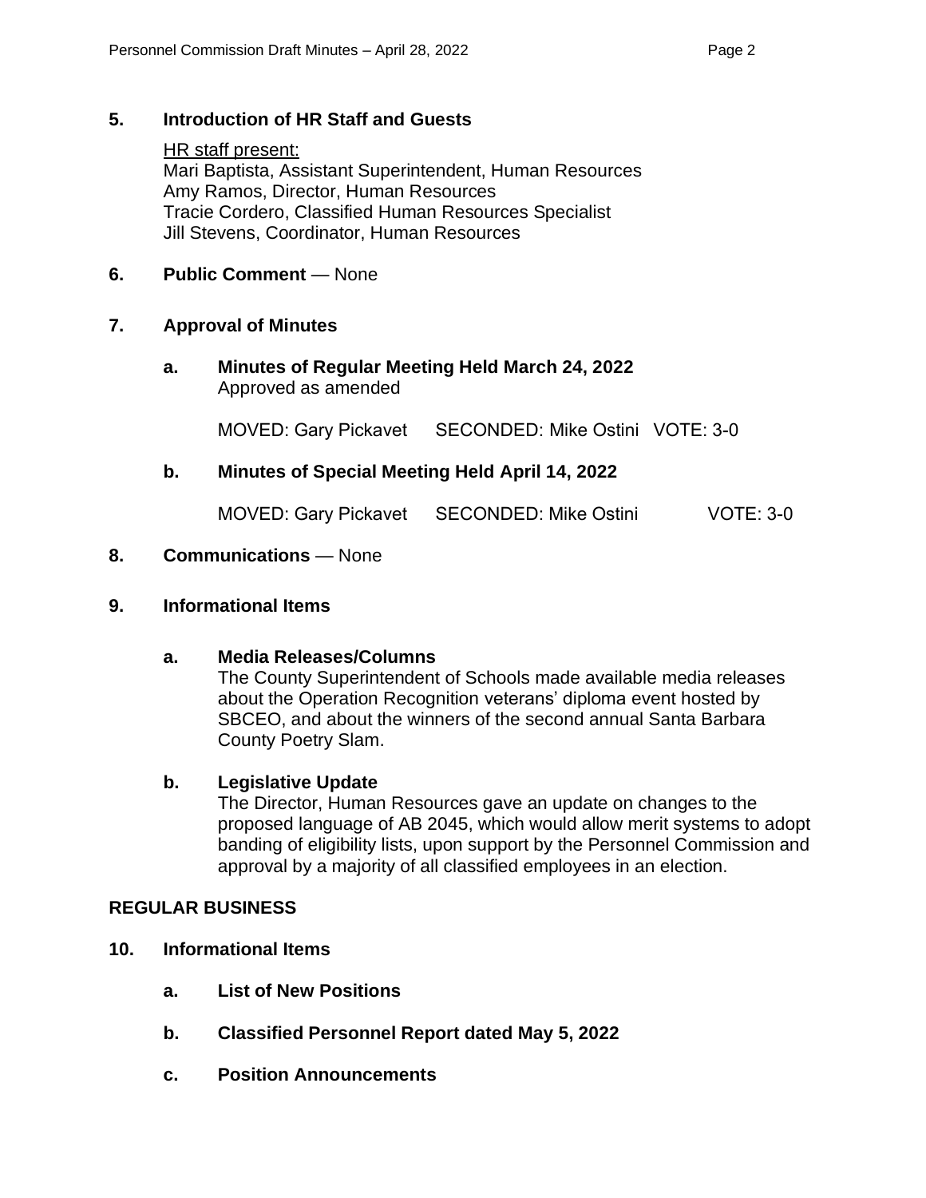**5. Introduction of HR Staff and Guests**

HR staff present:
Mari Baptista, Assistant Superintendent, Human Resources
Amy Ramos, Director, Human Resources
Tracie Cordero, Classified Human Resources Specialist
Jill Stevens, Coordinator, Human Resources

**6. Public Comment** — None

**7. Approval of Minutes**

**a. Minutes of Regular Meeting Held March 24, 2022**
Approved as amended

MOVED: Gary Pickavet SECONDED: Mike Ostini VOTE: 3-0

**b. Minutes of Special Meeting Held April 14, 2022**

MOVED: Gary Pickavet SECONDED: Mike Ostini VOTE: 3-0

**8. Communications** — None

**9. Informational Items**

**a. Media Releases/Columns**
The County Superintendent of Schools made available media releases about the Operation Recognition veterans' diploma event hosted by SBCEO, and about the winners of the second annual Santa Barbara County Poetry Slam.

**b. Legislative Update**
The Director, Human Resources gave an update on changes to the proposed language of AB 2045, which would allow merit systems to adopt banding of eligibility lists, upon support by the Personnel Commission and approval by a majority of all classified employees in an election.

**REGULAR BUSINESS**

**10. Informational Items**

**a. List of New Positions**

**b. Classified Personnel Report dated May 5, 2022**

**c. Position Announcements**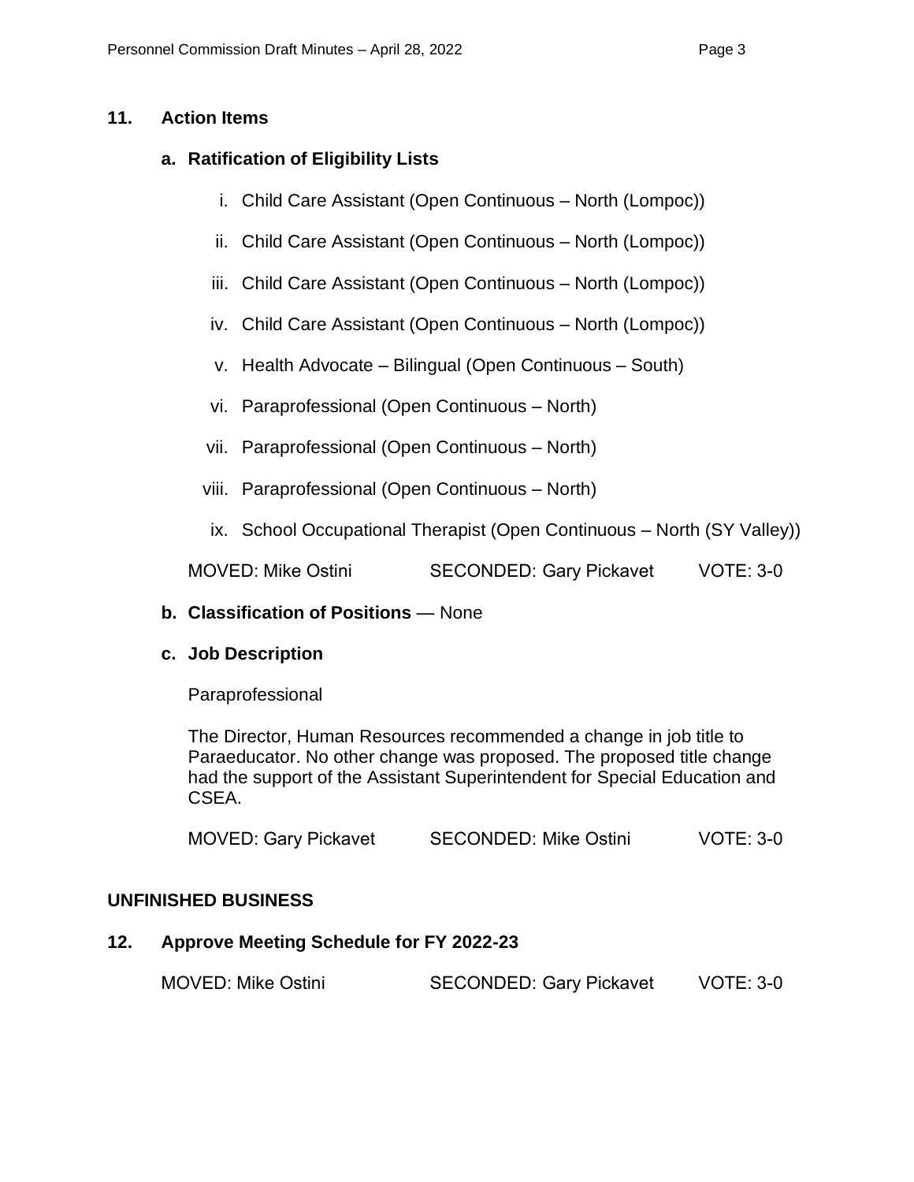## 11. Action Items

### a. Ratification of Eligibility Lists

i. Child Care Assistant (Open Continuous – North (Lompoc))

ii. Child Care Assistant (Open Continuous – North (Lompoc))

iii. Child Care Assistant (Open Continuous – North (Lompoc))

iv. Child Care Assistant (Open Continuous – North (Lompoc))

v. Health Advocate – Bilingual (Open Continuous – South)

vi. Paraprofessional (Open Continuous – North)

vii. Paraprofessional (Open Continuous – North)

viii. Paraprofessional (Open Continuous – North)

ix. School Occupational Therapist (Open Continuous – North (SY Valley))

MOVED: Mike Ostini SECONDED: Gary Pickavet VOTE: 3-0

### b. Classification of Positions — None

### c. Job Description

Paraprofessional

The Director, Human Resources recommended a change in job title to Paraeducator. No other change was proposed. The proposed title change had the support of the Assistant Superintendent for Special Education and CSEA.

MOVED: Gary Pickavet SECONDED: Mike Ostini VOTE: 3-0

## UNFINISHED BUSINESS

## 12. Approve Meeting Schedule for FY 2022-23

MOVED: Mike Ostini SECONDED: Gary Pickavet VOTE: 3-0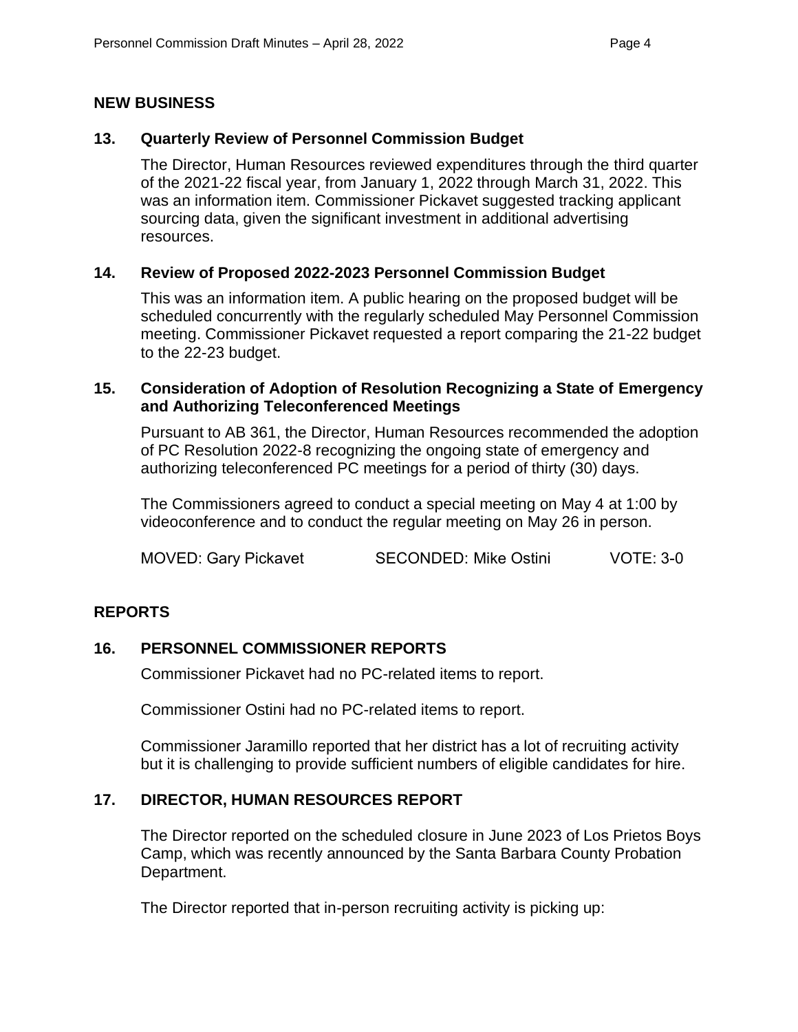## NEW BUSINESS

### 13. Quarterly Review of Personnel Commission Budget

The Director, Human Resources reviewed expenditures through the third quarter of the 2021-22 fiscal year, from January 1, 2022 through March 31, 2022. This was an information item. Commissioner Pickavet suggested tracking applicant sourcing data, given the significant investment in additional advertising resources.

### 14. Review of Proposed 2022-2023 Personnel Commission Budget

This was an information item. A public hearing on the proposed budget will be scheduled concurrently with the regularly scheduled May Personnel Commission meeting. Commissioner Pickavet requested a report comparing the 21-22 budget to the 22-23 budget.

### 15. Consideration of Adoption of Resolution Recognizing a State of Emergency and Authorizing Teleconferenced Meetings

Pursuant to AB 361, the Director, Human Resources recommended the adoption of PC Resolution 2022-8 recognizing the ongoing state of emergency and authorizing teleconferenced PC meetings for a period of thirty (30) days.

The Commissioners agreed to conduct a special meeting on May 4 at 1:00 by videoconference and to conduct the regular meeting on May 26 in person.

MOVED: Gary Pickavet SECONDED: Mike Ostini VOTE: 3-0

## REPORTS

### 16. PERSONNEL COMMISSIONER REPORTS

Commissioner Pickavet had no PC-related items to report.

Commissioner Ostini had no PC-related items to report.

Commissioner Jaramillo reported that her district has a lot of recruiting activity but it is challenging to provide sufficient numbers of eligible candidates for hire.

### 17. DIRECTOR, HUMAN RESOURCES REPORT

The Director reported on the scheduled closure in June 2023 of Los Prietos Boys Camp, which was recently announced by the Santa Barbara County Probation Department.

The Director reported that in-person recruiting activity is picking up: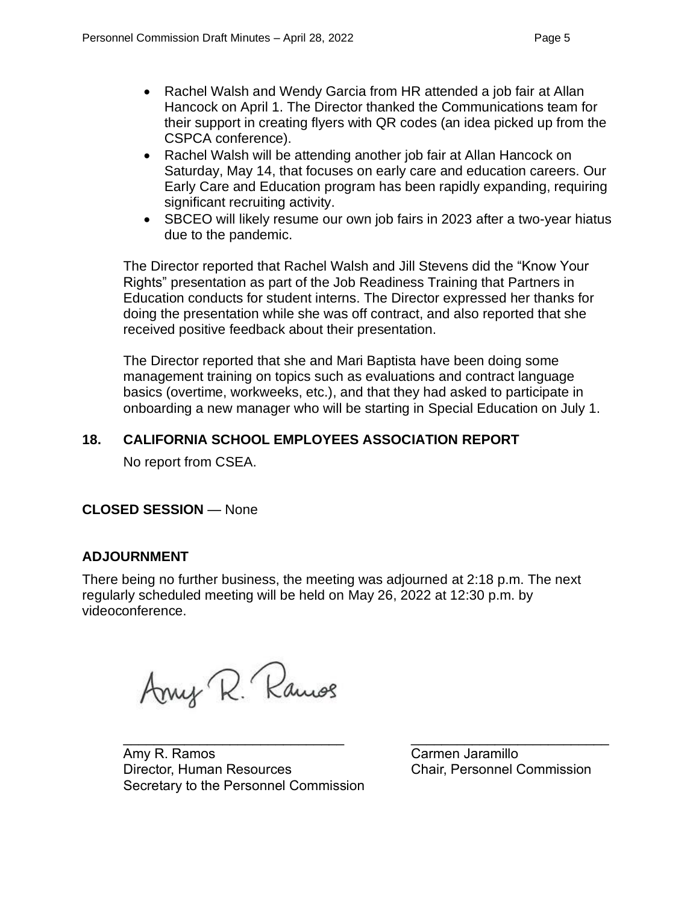- Rachel Walsh and Wendy Garcia from HR attended a job fair at Allan Hancock on April 1. The Director thanked the Communications team for their support in creating flyers with QR codes (an idea picked up from the CSPCA conference).
- Rachel Walsh will be attending another job fair at Allan Hancock on Saturday, May 14, that focuses on early care and education careers. Our Early Care and Education program has been rapidly expanding, requiring significant recruiting activity.
- SBCEO will likely resume our own job fairs in 2023 after a two-year hiatus due to the pandemic.

The Director reported that Rachel Walsh and Jill Stevens did the "Know Your Rights" presentation as part of the Job Readiness Training that Partners in Education conducts for student interns. The Director expressed her thanks for doing the presentation while she was off contract, and also reported that she received positive feedback about their presentation.

The Director reported that she and Mari Baptista have been doing some management training on topics such as evaluations and contract language basics (overtime, workweeks, etc.), and that they had asked to participate in onboarding a new manager who will be starting in Special Education on July 1.

### 18. CALIFORNIA SCHOOL EMPLOYEES ASSOCIATION REPORT

No report from CSEA.

**CLOSED SESSION** — None

**ADJOURNMENT**

There being no further business, the meeting was adjourned at 2:18 p.m. The next regularly scheduled meeting will be held on May 26, 2022 at 12:30 p.m. by videoconference.

Amy R. Ramos
Director, Human Resources
Secretary to the Personnel Commission

Carmen Jaramillo
Chair, Personnel Commission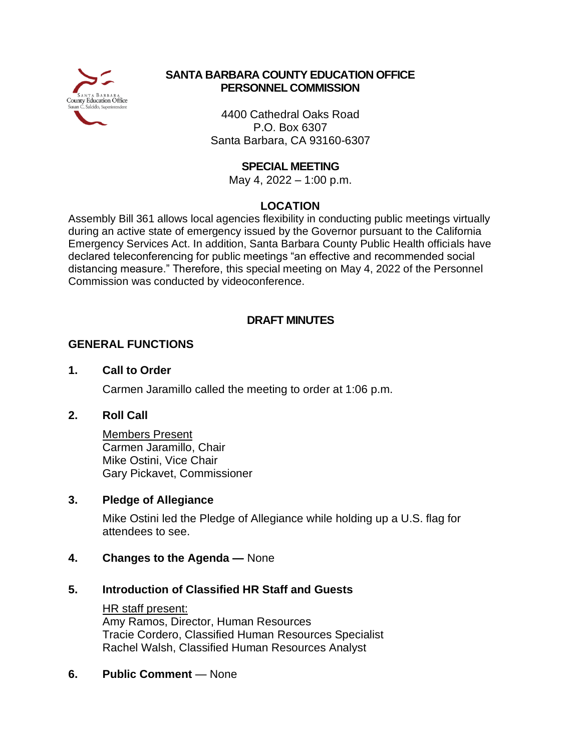**SANTA BARBARA COUNTY EDUCATION OFFICE**
**PERSONNEL COMMISSION**

4400 Cathedral Oaks Road
P.O. Box 6307
Santa Barbara, CA 93160-6307

**SPECIAL MEETING**
May 4, 2022 – 1:00 p.m.

**LOCATION**

Assembly Bill 361 allows local agencies flexibility in conducting public meetings virtually during an active state of emergency issued by the Governor pursuant to the California Emergency Services Act. In addition, Santa Barbara County Public Health officials have declared teleconferencing for public meetings "an effective and recommended social distancing measure." Therefore, this special meeting on May 4, 2022 of the Personnel Commission was conducted by videoconference.

**DRAFT MINUTES**

## GENERAL FUNCTIONS

**1. Call to Order**

Carmen Jaramillo called the meeting to order at 1:06 p.m.

**2. Roll Call**

Members Present
Carmen Jaramillo, Chair
Mike Ostini, Vice Chair
Gary Pickavet, Commissioner

**3. Pledge of Allegiance**

Mike Ostini led the Pledge of Allegiance while holding up a U.S. flag for attendees to see.

**4. Changes to the Agenda —** None

**5. Introduction of Classified HR Staff and Guests**

HR staff present:
Amy Ramos, Director, Human Resources
Tracie Cordero, Classified Human Resources Specialist
Rachel Walsh, Classified Human Resources Analyst

**6. Public Comment** — None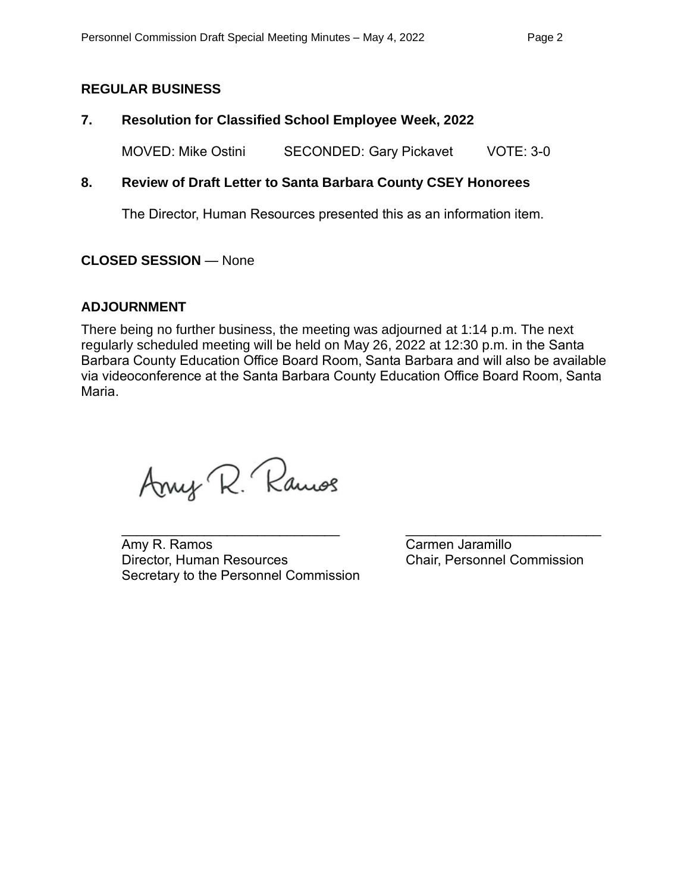## REGULAR BUSINESS

**7. Resolution for Classified School Employee Week, 2022**

MOVED: Mike Ostini SECONDED: Gary Pickavet VOTE: 3-0

**8. Review of Draft Letter to Santa Barbara County CSEY Honorees**

The Director, Human Resources presented this as an information item.

**CLOSED SESSION** — None

## ADJOURNMENT

There being no further business, the meeting was adjourned at 1:14 p.m. The next regularly scheduled meeting will be held on May 26, 2022 at 12:30 p.m. in the Santa Barbara County Education Office Board Room, Santa Barbara and will also be available via videoconference at the Santa Barbara County Education Office Board Room, Santa Maria.

Amy R. Ramos
Director, Human Resources
Secretary to the Personnel Commission

Carmen Jaramillo
Chair, Personnel Commission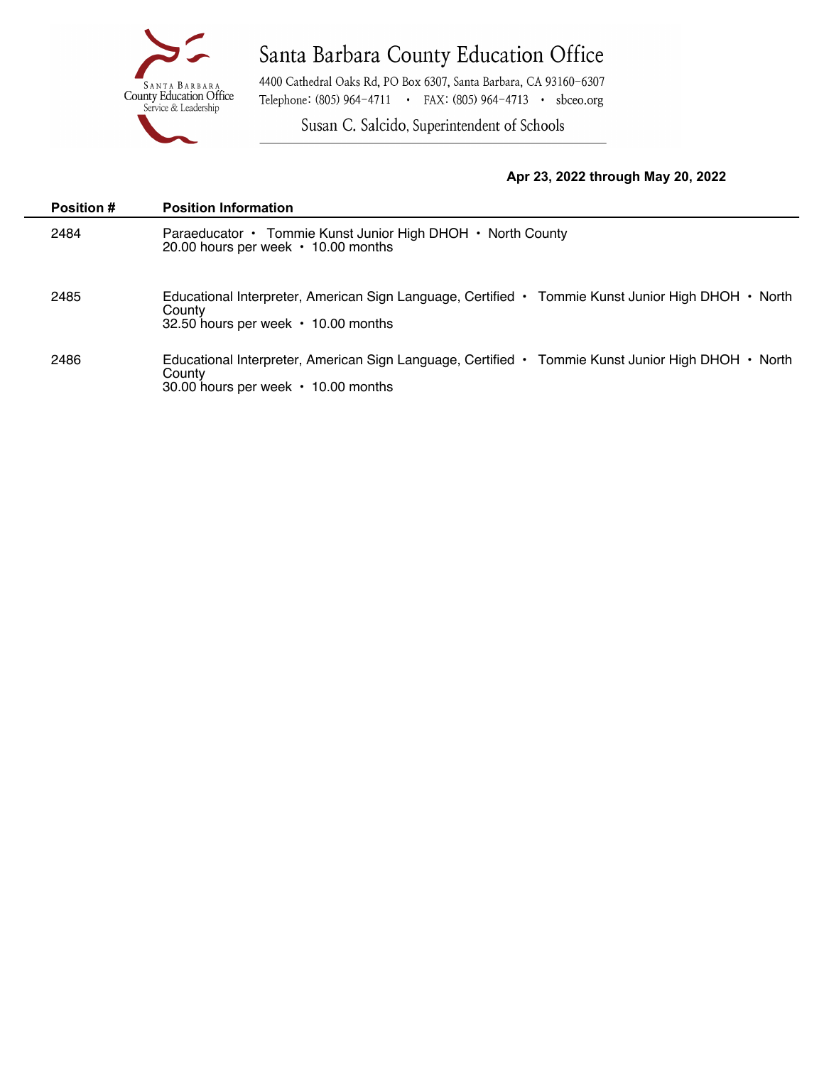# Santa Barbara County Education Office

4400 Cathedral Oaks Rd, PO Box 6307, Santa Barbara, CA 93160-6307
Telephone: (805) 964-4711 • FAX: (805) 964-4713 • sbceo.org

Susan C. Salcido, Superintendent of Schools

**Apr 23, 2022 through May 20, 2022**

| Position # | Position Information |
| --- | --- |
| 2484 | Paraeducator • Tommie Kunst Junior High DHOH • North County<br>20.00 hours per week • 10.00 months |
| 2485 | Educational Interpreter, American Sign Language, Certified • Tommie Kunst Junior High DHOH • North County<br>32.50 hours per week • 10.00 months |
| 2486 | Educational Interpreter, American Sign Language, Certified • Tommie Kunst Junior High DHOH • North County<br>30.00 hours per week • 10.00 months |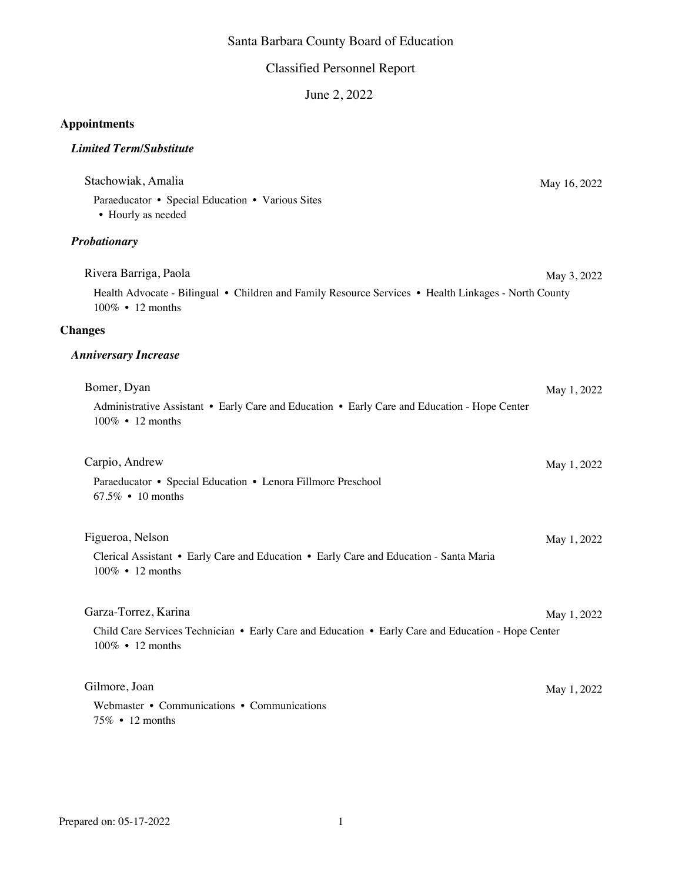Santa Barbara County Board of Education

Classified Personnel Report

June 2, 2022

## Appointments

### *Limited Term/Substitute*

Stachowiak, Amalia — May 16, 2022

Paraeducator • Special Education • Various Sites
• Hourly as needed

### *Probationary*

Rivera Barriga, Paola — May 3, 2022

Health Advocate - Bilingual • Children and Family Resource Services • Health Linkages - North County
100% • 12 months

## Changes

### *Anniversary Increase*

Bomer, Dyan — May 1, 2022

Administrative Assistant • Early Care and Education • Early Care and Education - Hope Center
100% • 12 months

Carpio, Andrew — May 1, 2022

Paraeducator • Special Education • Lenora Fillmore Preschool
67.5% • 10 months

Figueroa, Nelson — May 1, 2022

Clerical Assistant • Early Care and Education • Early Care and Education - Santa Maria
100% • 12 months

Garza-Torrez, Karina — May 1, 2022

Child Care Services Technician • Early Care and Education • Early Care and Education - Hope Center
100% • 12 months

Gilmore, Joan — May 1, 2022

Webmaster • Communications • Communications
75% • 12 months

Prepared on: 05-17-2022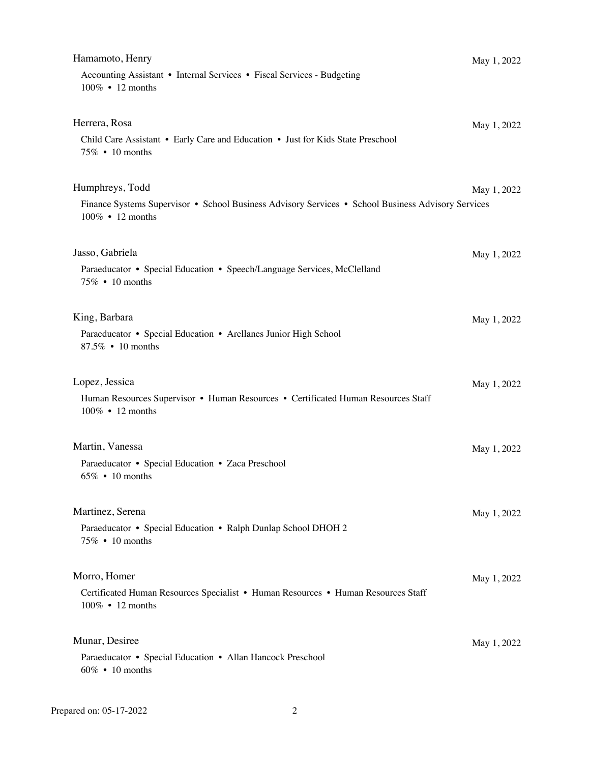Hamamoto, Henry — May 1, 2022

Accounting Assistant • Internal Services • Fiscal Services - Budgeting
100% • 12 months

Herrera, Rosa — May 1, 2022

Child Care Assistant • Early Care and Education • Just for Kids State Preschool
75% • 10 months

Humphreys, Todd — May 1, 2022

Finance Systems Supervisor • School Business Advisory Services • School Business Advisory Services
100% • 12 months

Jasso, Gabriela — May 1, 2022

Paraeducator • Special Education • Speech/Language Services, McClelland
75% • 10 months

King, Barbara — May 1, 2022

Paraeducator • Special Education • Arellanes Junior High School
87.5% • 10 months

Lopez, Jessica — May 1, 2022

Human Resources Supervisor • Human Resources • Certificated Human Resources Staff
100% • 12 months

Martin, Vanessa — May 1, 2022

Paraeducator • Special Education • Zaca Preschool
65% • 10 months

Martinez, Serena — May 1, 2022

Paraeducator • Special Education • Ralph Dunlap School DHOH 2
75% • 10 months

Morro, Homer — May 1, 2022

Certificated Human Resources Specialist • Human Resources • Human Resources Staff
100% • 12 months

Munar, Desiree — May 1, 2022

Paraeducator • Special Education • Allan Hancock Preschool
60% • 10 months

Prepared on: 05-17-2022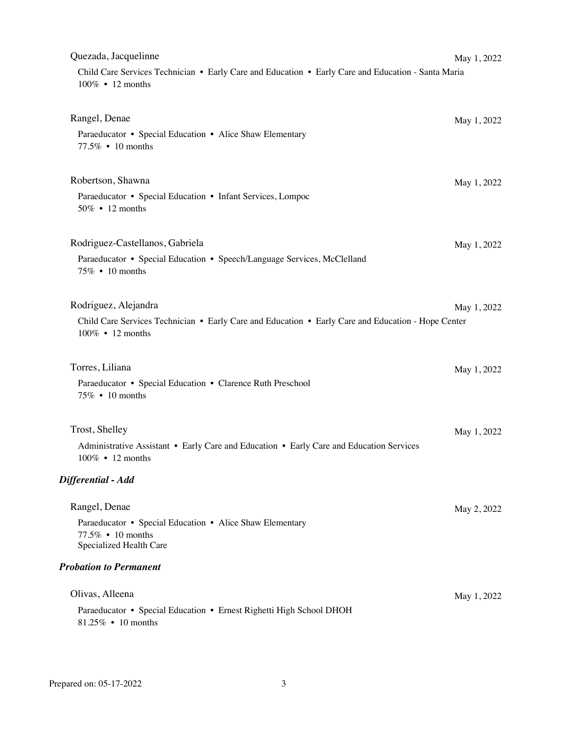Quezada, Jacquelinne — May 1, 2022

Child Care Services Technician • Early Care and Education • Early Care and Education - Santa Maria
100% • 12 months

Rangel, Denae — May 1, 2022

Paraeducator • Special Education • Alice Shaw Elementary
77.5% • 10 months

Robertson, Shawna — May 1, 2022

Paraeducator • Special Education • Infant Services, Lompoc
50% • 12 months

Rodriguez-Castellanos, Gabriela — May 1, 2022

Paraeducator • Special Education • Speech/Language Services, McClelland
75% • 10 months

Rodriguez, Alejandra — May 1, 2022

Child Care Services Technician • Early Care and Education • Early Care and Education - Hope Center
100% • 12 months

Torres, Liliana — May 1, 2022

Paraeducator • Special Education • Clarence Ruth Preschool
75% • 10 months

Trost, Shelley — May 1, 2022

Administrative Assistant • Early Care and Education • Early Care and Education Services
100% • 12 months

***Differential - Add***

Rangel, Denae — May 2, 2022

Paraeducator • Special Education • Alice Shaw Elementary
77.5% • 10 months
Specialized Health Care

***Probation to Permanent***

Olivas, Alleena — May 1, 2022

Paraeducator • Special Education • Ernest Righetti High School DHOH
81.25% • 10 months

Prepared on: 05-17-2022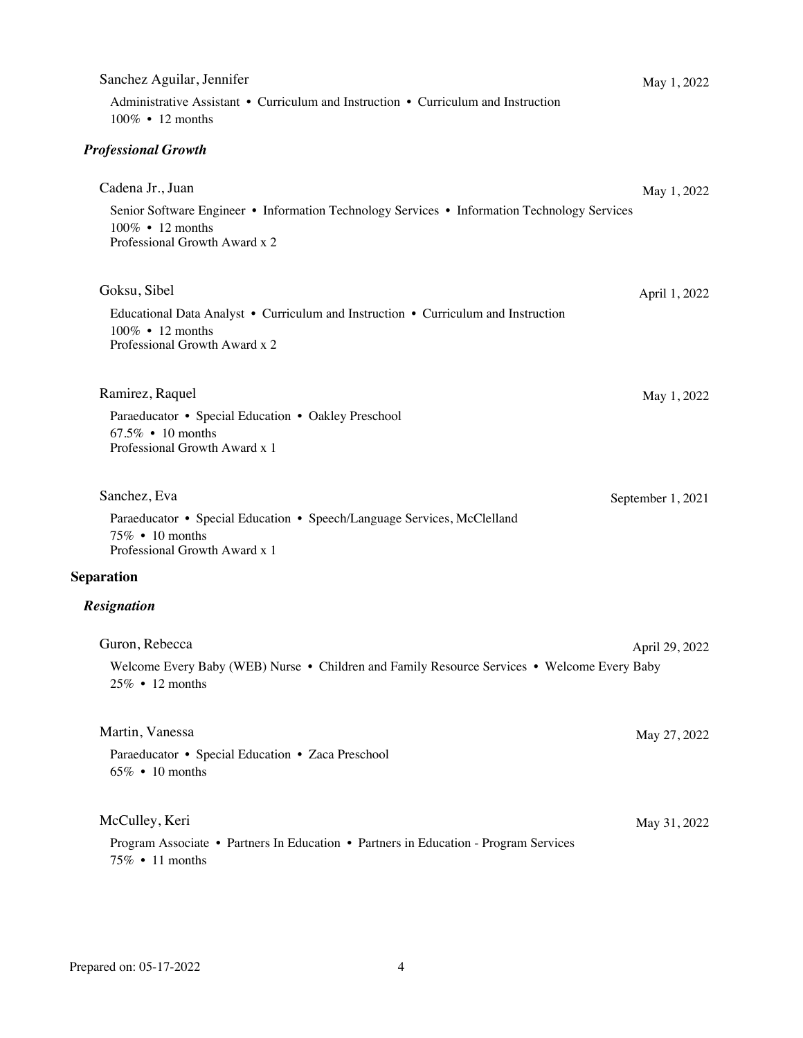Sanchez Aguilar, Jennifer — May 1, 2022

Administrative Assistant • Curriculum and Instruction • Curriculum and Instruction
100% • 12 months

### *Professional Growth*

Cadena Jr., Juan — May 1, 2022

Senior Software Engineer • Information Technology Services • Information Technology Services
100% • 12 months
Professional Growth Award x 2

Goksu, Sibel — April 1, 2022

Educational Data Analyst • Curriculum and Instruction • Curriculum and Instruction
100% • 12 months
Professional Growth Award x 2

Ramirez, Raquel — May 1, 2022

Paraeducator • Special Education • Oakley Preschool
67.5% • 10 months
Professional Growth Award x 1

Sanchez, Eva — September 1, 2021

Paraeducator • Special Education • Speech/Language Services, McClelland
75% • 10 months
Professional Growth Award x 1

## Separation

### *Resignation*

Guron, Rebecca — April 29, 2022

Welcome Every Baby (WEB) Nurse • Children and Family Resource Services • Welcome Every Baby
25% • 12 months

Martin, Vanessa — May 27, 2022

Paraeducator • Special Education • Zaca Preschool
65% • 10 months

McCulley, Keri — May 31, 2022

Program Associate • Partners In Education • Partners in Education - Program Services
75% • 11 months

Prepared on: 05-17-2022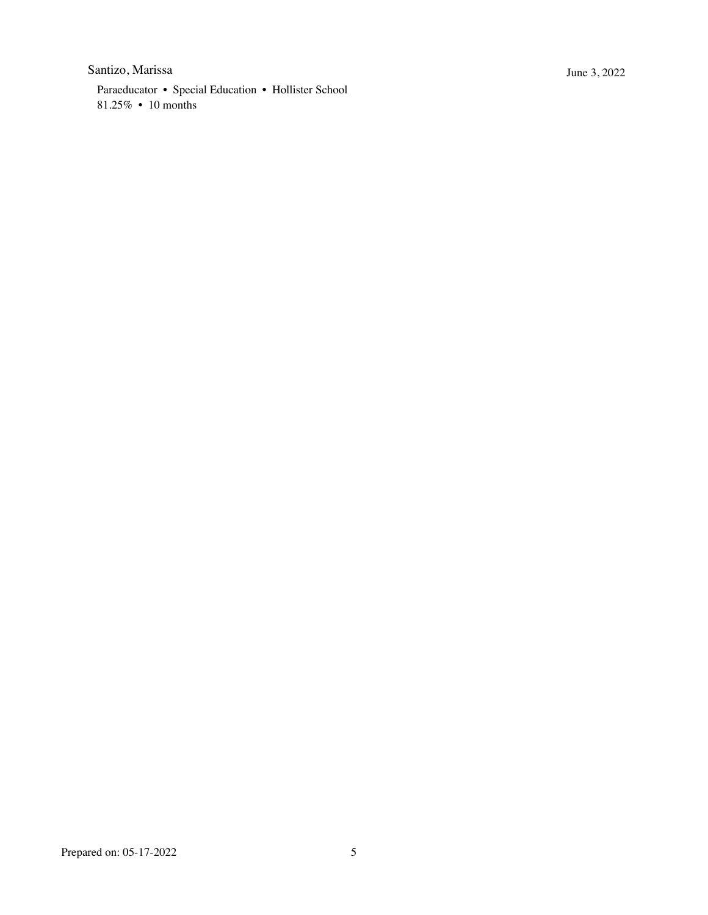Santizo, Marissa

June 3, 2022

Paraeducator • Special Education • Hollister School
81.25% • 10 months

Prepared on: 05-17-2022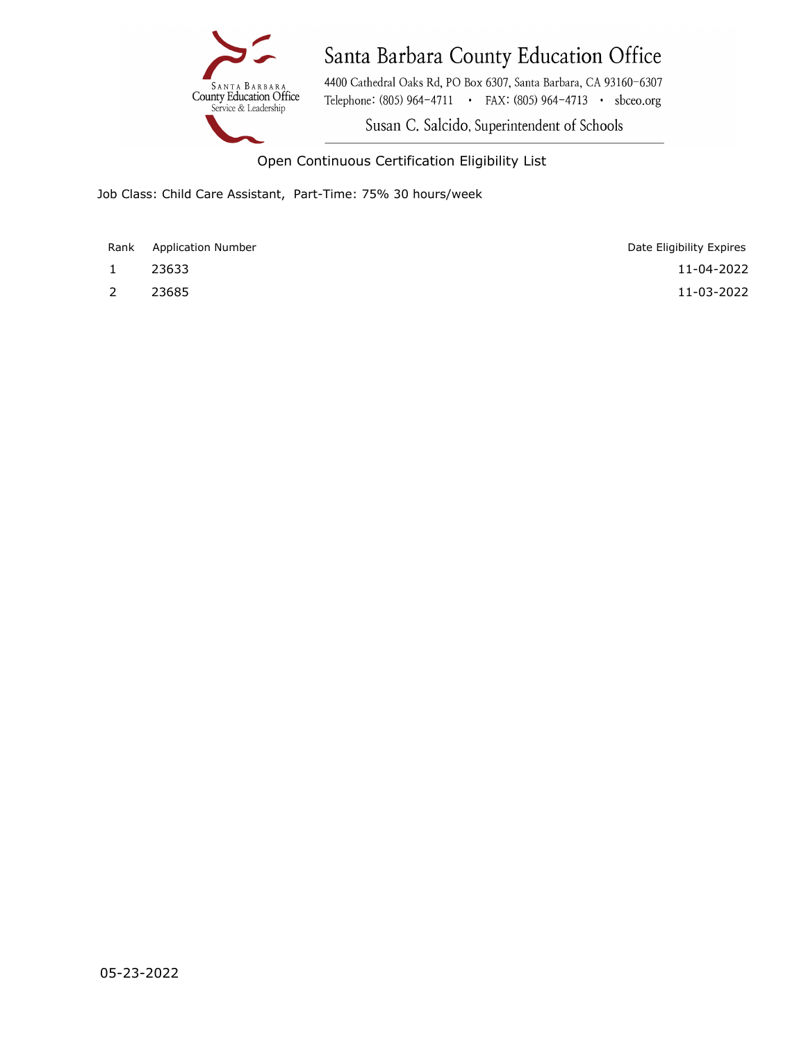# Santa Barbara County Education Office

4400 Cathedral Oaks Rd, PO Box 6307, Santa Barbara, CA 93160-6307
Telephone: (805) 964-4711 • FAX: (805) 964-4713 • sbceo.org

Susan C. Salcido, Superintendent of Schools

## Open Continuous Certification Eligibility List

Job Class: Child Care Assistant, Part-Time: 75% 30 hours/week

| Rank | Application Number | Date Eligibility Expires |
|---|---|---|
| 1 | 23633 | 11-04-2022 |
| 2 | 23685 | 11-03-2022 |

05-23-2022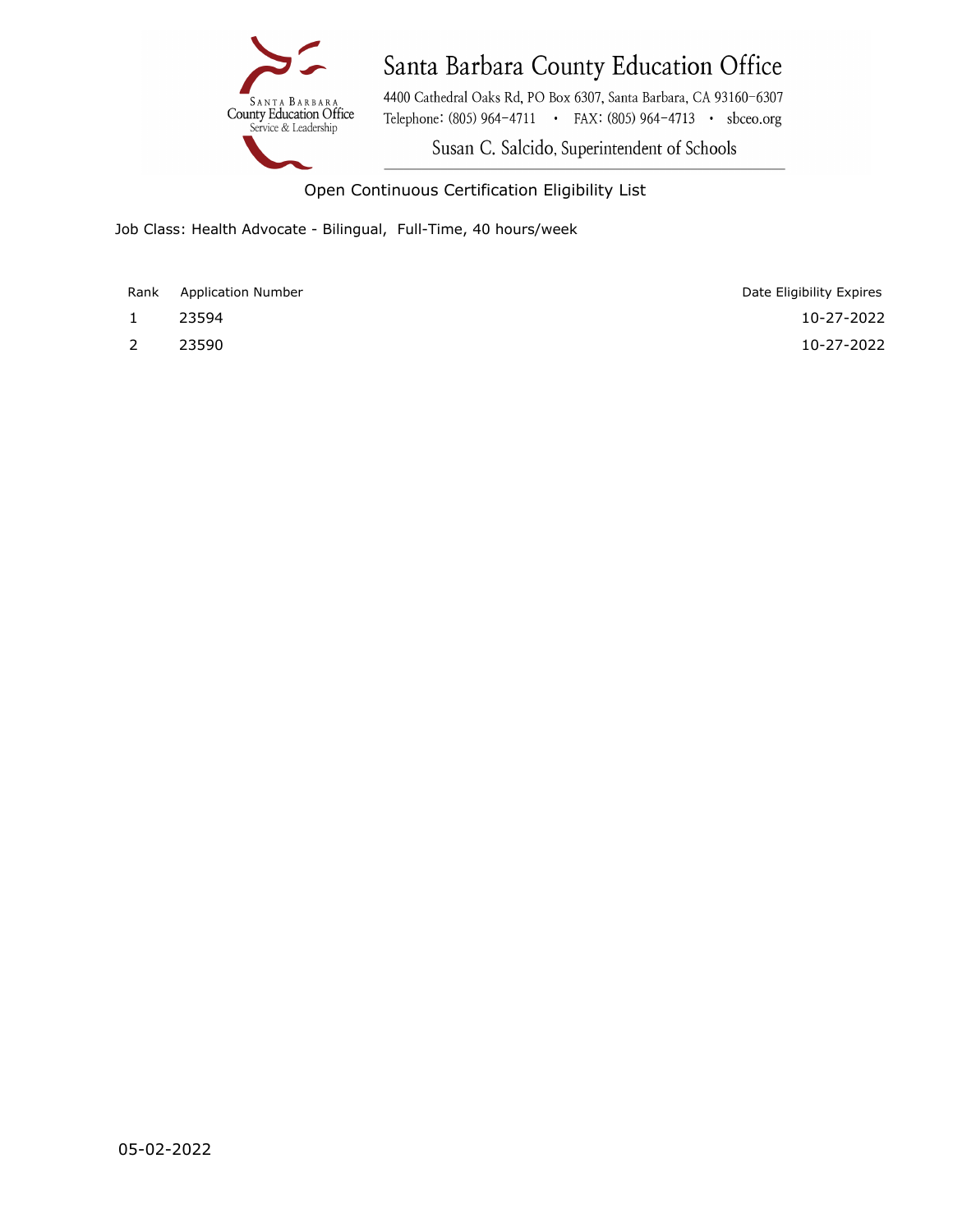# Santa Barbara County Education Office

4400 Cathedral Oaks Rd, PO Box 6307, Santa Barbara, CA 93160-6307
Telephone: (805) 964-4711 • FAX: (805) 964-4713 • sbceo.org

Susan C. Salcido, Superintendent of Schools

## Open Continuous Certification Eligibility List

Job Class: Health Advocate - Bilingual, Full-Time, 40 hours/week

| Rank | Application Number | Date Eligibility Expires |
|---|---|---|
| 1 | 23594 | 10-27-2022 |
| 2 | 23590 | 10-27-2022 |

05-02-2022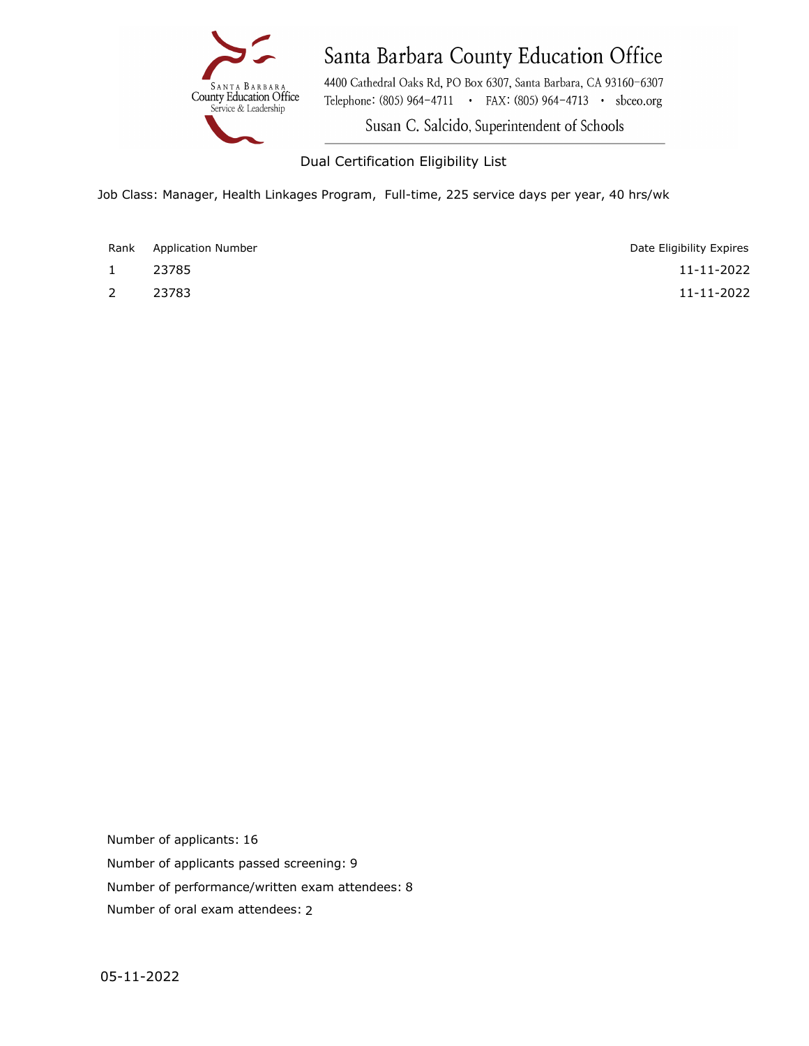# Santa Barbara County Education Office

4400 Cathedral Oaks Rd, PO Box 6307, Santa Barbara, CA 93160-6307
Telephone: (805) 964-4711 • FAX: (805) 964-4713 • sbceo.org

Susan C. Salcido, Superintendent of Schools

## Dual Certification Eligibility List

Job Class: Manager, Health Linkages Program, Full-time, 225 service days per year, 40 hrs/wk

| Rank | Application Number | Date Eligibility Expires |
|---|---|---|
| 1 | 23785 | 11-11-2022 |
| 2 | 23783 | 11-11-2022 |

Number of applicants: 16

Number of applicants passed screening: 9

Number of performance/written exam attendees: 8

Number of oral exam attendees: 2

05-11-2022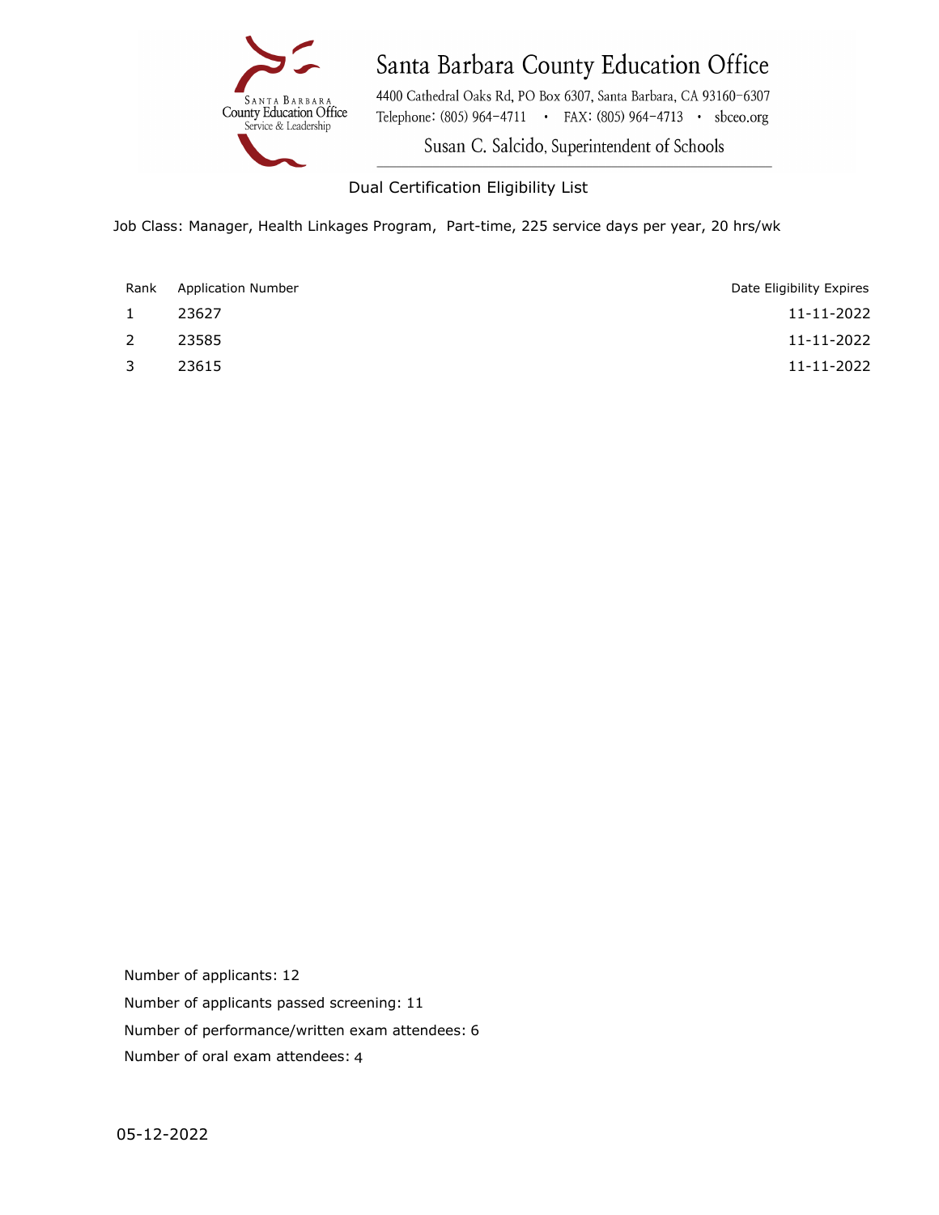# Santa Barbara County Education Office

4400 Cathedral Oaks Rd, PO Box 6307, Santa Barbara, CA 93160-6307
Telephone: (805) 964-4711 • FAX: (805) 964-4713 • sbceo.org

Susan C. Salcido, Superintendent of Schools

## Dual Certification Eligibility List

Job Class: Manager, Health Linkages Program, Part-time, 225 service days per year, 20 hrs/wk

| Rank | Application Number | Date Eligibility Expires |
|---|---|---|
| 1 | 23627 | 11-11-2022 |
| 2 | 23585 | 11-11-2022 |
| 3 | 23615 | 11-11-2022 |

Number of applicants: 12

Number of applicants passed screening: 11

Number of performance/written exam attendees: 6

Number of oral exam attendees: 4

05-12-2022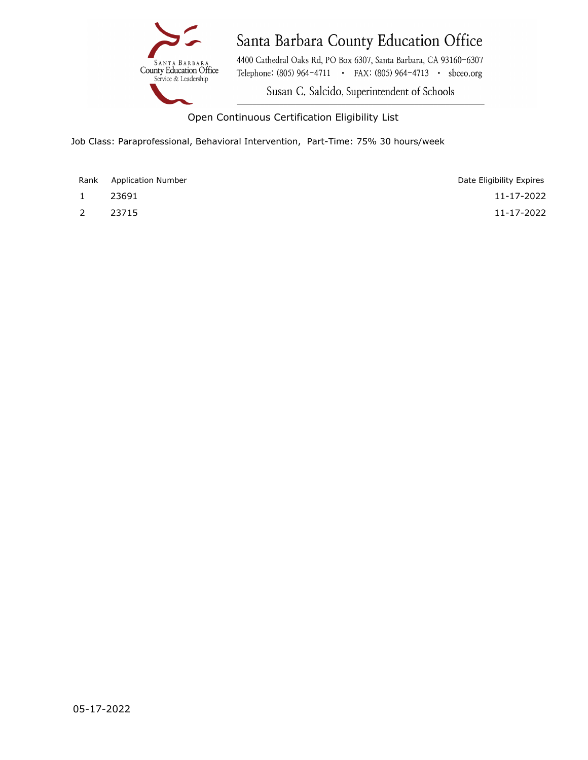# Santa Barbara County Education Office

4400 Cathedral Oaks Rd, PO Box 6307, Santa Barbara, CA 93160-6307
Telephone: (805) 964-4711 • FAX: (805) 964-4713 • sbceo.org

Susan C. Salcido, Superintendent of Schools

## Open Continuous Certification Eligibility List

Job Class: Paraprofessional, Behavioral Intervention, Part-Time: 75% 30 hours/week

| Rank | Application Number | Date Eligibility Expires |
|---|---|---|
| 1 | 23691 | 11-17-2022 |
| 2 | 23715 | 11-17-2022 |

05-17-2022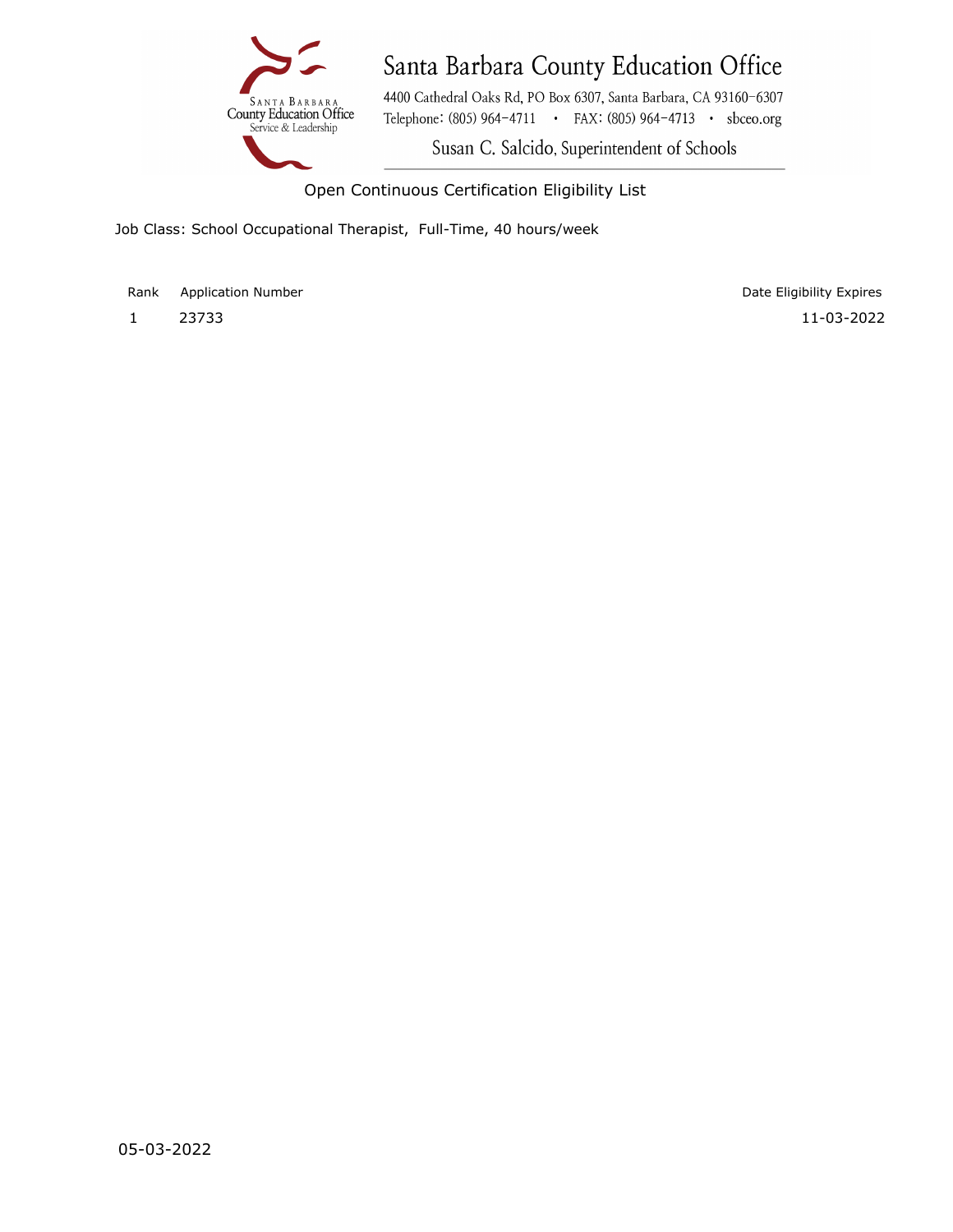# Santa Barbara County Education Office

4400 Cathedral Oaks Rd, PO Box 6307, Santa Barbara, CA 93160-6307
Telephone: (805) 964-4711 • FAX: (805) 964-4713 • sbceo.org

Susan C. Salcido, Superintendent of Schools

## Open Continuous Certification Eligibility List

Job Class: School Occupational Therapist, Full-Time, 40 hours/week

| Rank | Application Number | Date Eligibility Expires |
|---|---|---|
| 1 | 23733 | 11-03-2022 |

05-03-2022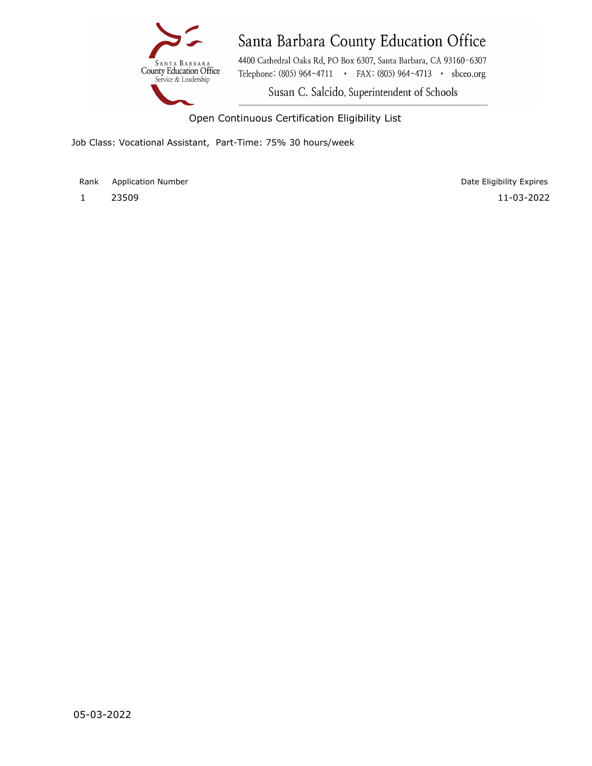# Santa Barbara County Education Office

4400 Cathedral Oaks Rd, PO Box 6307, Santa Barbara, CA 93160-6307
Telephone: (805) 964-4711 • FAX: (805) 964-4713 • sbceo.org

Susan C. Salcido, Superintendent of Schools

## Open Continuous Certification Eligibility List

Job Class: Vocational Assistant, Part-Time: 75% 30 hours/week

| Rank | Application Number | Date Eligibility Expires |
|---|---|---|
| 1 | 23509 | 11-03-2022 |

05-03-2022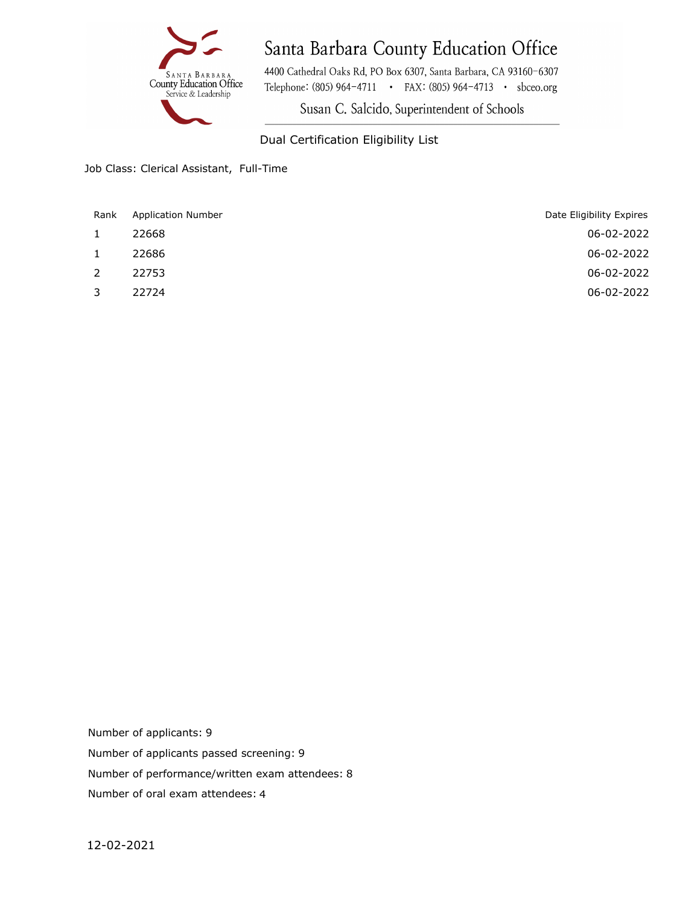# Santa Barbara County Education Office

4400 Cathedral Oaks Rd, PO Box 6307, Santa Barbara, CA 93160-6307
Telephone: (805) 964-4711 • FAX: (805) 964-4713 • sbceo.org

Susan C. Salcido, Superintendent of Schools

## Dual Certification Eligibility List

Job Class: Clerical Assistant, Full-Time

| Rank | Application Number | Date Eligibility Expires |
|---|---|---|
| 1 | 22668 | 06-02-2022 |
| 1 | 22686 | 06-02-2022 |
| 2 | 22753 | 06-02-2022 |
| 3 | 22724 | 06-02-2022 |

Number of applicants: 9

Number of applicants passed screening: 9

Number of performance/written exam attendees: 8

Number of oral exam attendees: 4

12-02-2021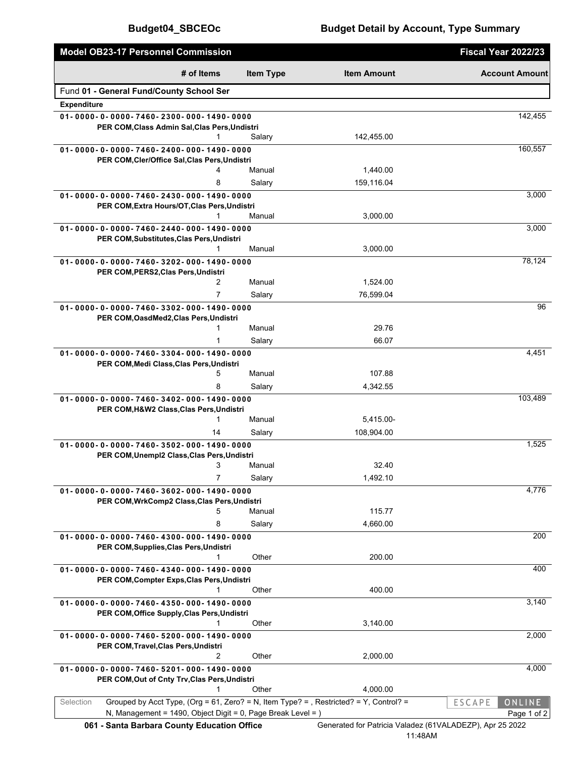# Budget04_SBCEOc

## Budget Detail by Account, Type Summary

**Model OB23-17 Personnel Commission** — **Fiscal Year 2022/23**

| # of Items | Item Type | Item Amount | Account Amount |
|---|---|---|---|
| **Fund 01 - General Fund/County School Ser** | | | |
| **Expenditure** | | | |
| **01-0000-0-0000-7460-2300-000-1490-0000** PER COM,Class Admin Sal,Clas Pers,Undistri | | | 142,455 |
| 1 | Salary | 142,455.00 | |
| **01-0000-0-0000-7460-2400-000-1490-0000** PER COM,Cler/Office Sal,Clas Pers,Undistri | | | 160,557 |
| 4 | Manual | 1,440.00 | |
| 8 | Salary | 159,116.04 | |
| **01-0000-0-0000-7460-2430-000-1490-0000** PER COM,Extra Hours/OT,Clas Pers,Undistri | | | 3,000 |
| 1 | Manual | 3,000.00 | |
| **01-0000-0-0000-7460-2440-000-1490-0000** PER COM,Substitutes,Clas Pers,Undistri | | | 3,000 |
| 1 | Manual | 3,000.00 | |
| **01-0000-0-0000-7460-3202-000-1490-0000** PER COM,PERS2,Clas Pers,Undistri | | | 78,124 |
| 2 | Manual | 1,524.00 | |
| 7 | Salary | 76,599.04 | |
| **01-0000-0-0000-7460-3302-000-1490-0000** PER COM,OasdMed2,Clas Pers,Undistri | | | 96 |
| 1 | Manual | 29.76 | |
| 1 | Salary | 66.07 | |
| **01-0000-0-0000-7460-3304-000-1490-0000** PER COM,Medi Class,Clas Pers,Undistri | | | 4,451 |
| 5 | Manual | 107.88 | |
| 8 | Salary | 4,342.55 | |
| **01-0000-0-0000-7460-3402-000-1490-0000** PER COM,H&W2 Class,Clas Pers,Undistri | | | 103,489 |
| 1 | Manual | 5,415.00- | |
| 14 | Salary | 108,904.00 | |
| **01-0000-0-0000-7460-3502-000-1490-0000** PER COM,Unempl2 Class,Clas Pers,Undistri | | | 1,525 |
| 3 | Manual | 32.40 | |
| 7 | Salary | 1,492.10 | |
| **01-0000-0-0000-7460-3602-000-1490-0000** PER COM,WrkComp2 Class,Clas Pers,Undistri | | | 4,776 |
| 5 | Manual | 115.77 | |
| 8 | Salary | 4,660.00 | |
| **01-0000-0-0000-7460-4300-000-1490-0000** PER COM,Supplies,Clas Pers,Undistri | | | 200 |
| 1 | Other | 200.00 | |
| **01-0000-0-0000-7460-4340-000-1490-0000** PER COM,Compter Exps,Clas Pers,Undistri | | | 400 |
| 1 | Other | 400.00 | |
| **01-0000-0-0000-7460-4350-000-1490-0000** PER COM,Office Supply,Clas Pers,Undistri | | | 3,140 |
| 1 | Other | 3,140.00 | |
| **01-0000-0-0000-7460-5200-000-1490-0000** PER COM,Travel,Clas Pers,Undistri | | | 2,000 |
| 2 | Other | 2,000.00 | |
| **01-0000-0-0000-7460-5201-000-1490-0000** PER COM,Out of Cnty Trv,Clas Pers,Undistri | | | 4,000 |
| 1 | Other | 4,000.00 | |

Selection: Grouped by Acct Type, (Org = 61, Zero? = N, Item Type? = , Restricted? = Y, Control? = N, Management = 1490, Object Digit = 0, Page Break Level = )

ESCAPE ONLINE

061 - Santa Barbara County Education Office — Generated for Patricia Valadez (61VALADEZP), Apr 25 2022 11:48AM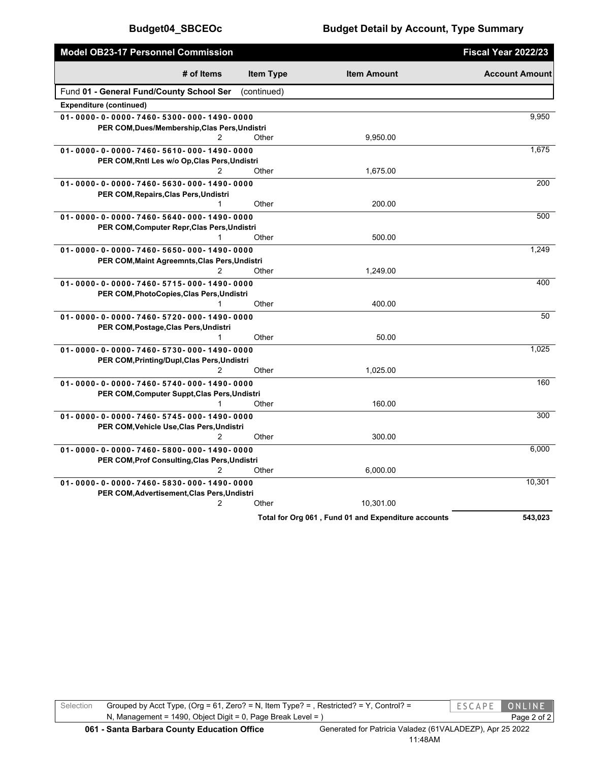## Budget04_SBCEOc — Budget Detail by Account, Type Summary

**Model OB23-17 Personnel Commission** — **Fiscal Year 2022/23**

| | # of Items | Item Type | Item Amount | Account Amount |
|---|---|---|---|---|
| Fund **01 - General Fund/County School Ser** (continued) | | | | |
| **Expenditure (continued)** | | | | |
| **01-0000-0-0000-7460-5300-000-1490-0000** | | | | 9,950 |
| PER COM,Dues/Membership,Clas Pers,Undistri | 2 | Other | 9,950.00 | |
| **01-0000-0-0000-7460-5610-000-1490-0000** | | | | 1,675 |
| PER COM,Rntl Les w/o Op,Clas Pers,Undistri | 2 | Other | 1,675.00 | |
| **01-0000-0-0000-7460-5630-000-1490-0000** | | | | 200 |
| PER COM,Repairs,Clas Pers,Undistri | 1 | Other | 200.00 | |
| **01-0000-0-0000-7460-5640-000-1490-0000** | | | | 500 |
| PER COM,Computer Repr,Clas Pers,Undistri | 1 | Other | 500.00 | |
| **01-0000-0-0000-7460-5650-000-1490-0000** | | | | 1,249 |
| PER COM,Maint Agreemnts,Clas Pers,Undistri | 2 | Other | 1,249.00 | |
| **01-0000-0-0000-7460-5715-000-1490-0000** | | | | 400 |
| PER COM,PhotoCopies,Clas Pers,Undistri | 1 | Other | 400.00 | |
| **01-0000-0-0000-7460-5720-000-1490-0000** | | | | 50 |
| PER COM,Postage,Clas Pers,Undistri | 1 | Other | 50.00 | |
| **01-0000-0-0000-7460-5730-000-1490-0000** | | | | 1,025 |
| PER COM,Printing/Dupl,Clas Pers,Undistri | 2 | Other | 1,025.00 | |
| **01-0000-0-0000-7460-5740-000-1490-0000** | | | | 160 |
| PER COM,Computer Suppt,Clas Pers,Undistri | 1 | Other | 160.00 | |
| **01-0000-0-0000-7460-5745-000-1490-0000** | | | | 300 |
| PER COM,Vehicle Use,Clas Pers,Undistri | 2 | Other | 300.00 | |
| **01-0000-0-0000-7460-5800-000-1490-0000** | | | | 6,000 |
| PER COM,Prof Consulting,Clas Pers,Undistri | 2 | Other | 6,000.00 | |
| **01-0000-0-0000-7460-5830-000-1490-0000** | | | | 10,301 |
| PER COM,Advertisement,Clas Pers,Undistri | 2 | Other | 10,301.00 | |
| | | | **Total for Org 061 , Fund 01 and Expenditure accounts** | **543,023** |

Selection: Grouped by Acct Type, (Org = 61, Zero? = N, Item Type? = , Restricted? = Y, Control? = N, Management = 1490, Object Digit = 0, Page Break Level = )

**061 - Santa Barbara County Education Office** — Generated for Patricia Valadez (61VALADEZP), Apr 25 2022 11:48AM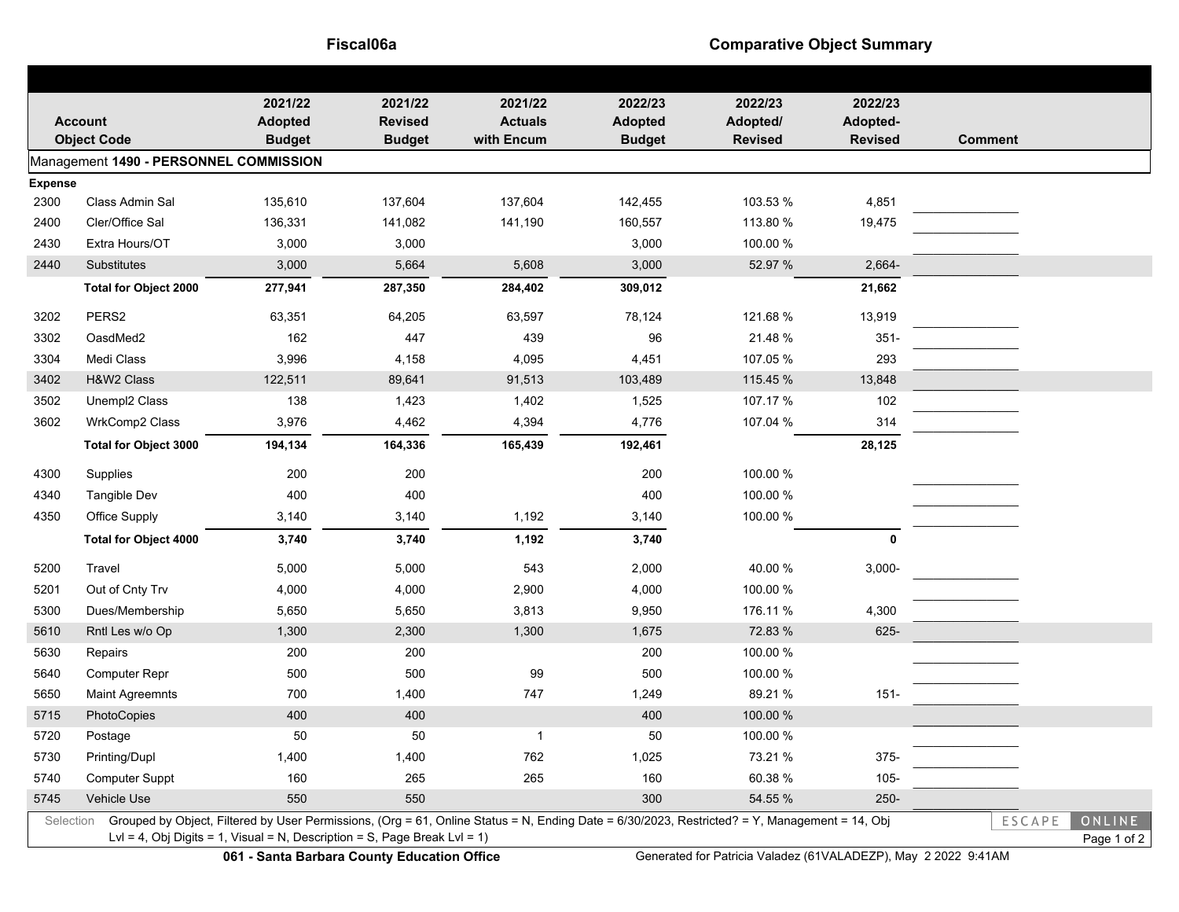**Fiscal06a** **Comparative Object Summary**

| Account Object Code | | 2021/22 Adopted Budget | 2021/22 Revised Budget | 2021/22 Actuals with Encum | 2022/23 Adopted Budget | 2022/23 Adopted/ Revised | 2022/23 Adopted- Revised | Comment |
|---|---|---|---|---|---|---|---|---|
| Management **1490 - PERSONNEL COMMISSION** | | | | | | | | |
| **Expense** | | | | | | | | |
| 2300 | Class Admin Sal | 135,610 | 137,604 | 137,604 | 142,455 | 103.53 % | 4,851 | |
| 2400 | Cler/Office Sal | 136,331 | 141,082 | 141,190 | 160,557 | 113.80 % | 19,475 | |
| 2430 | Extra Hours/OT | 3,000 | 3,000 | | 3,000 | 100.00 % | | |
| 2440 | Substitutes | 3,000 | 5,664 | 5,608 | 3,000 | 52.97 % | 2,664- | |
| | **Total for Object 2000** | **277,941** | **287,350** | **284,402** | **309,012** | | **21,662** | |
| 3202 | PERS2 | 63,351 | 64,205 | 63,597 | 78,124 | 121.68 % | 13,919 | |
| 3302 | OasdMed2 | 162 | 447 | 439 | 96 | 21.48 % | 351- | |
| 3304 | Medi Class | 3,996 | 4,158 | 4,095 | 4,451 | 107.05 % | 293 | |
| 3402 | H&W2 Class | 122,511 | 89,641 | 91,513 | 103,489 | 115.45 % | 13,848 | |
| 3502 | Unempl2 Class | 138 | 1,423 | 1,402 | 1,525 | 107.17 % | 102 | |
| 3602 | WrkComp2 Class | 3,976 | 4,462 | 4,394 | 4,776 | 107.04 % | 314 | |
| | **Total for Object 3000** | **194,134** | **164,336** | **165,439** | **192,461** | | **28,125** | |
| 4300 | Supplies | 200 | 200 | | 200 | 100.00 % | | |
| 4340 | Tangible Dev | 400 | 400 | | 400 | 100.00 % | | |
| 4350 | Office Supply | 3,140 | 3,140 | 1,192 | 3,140 | 100.00 % | | |
| | **Total for Object 4000** | **3,740** | **3,740** | **1,192** | **3,740** | | **0** | |
| 5200 | Travel | 5,000 | 5,000 | 543 | 2,000 | 40.00 % | 3,000- | |
| 5201 | Out of Cnty Trv | 4,000 | 4,000 | 2,900 | 4,000 | 100.00 % | | |
| 5300 | Dues/Membership | 5,650 | 5,650 | 3,813 | 9,950 | 176.11 % | 4,300 | |
| 5610 | Rntl Les w/o Op | 1,300 | 2,300 | 1,300 | 1,675 | 72.83 % | 625- | |
| 5630 | Repairs | 200 | 200 | | 200 | 100.00 % | | |
| 5640 | Computer Repr | 500 | 500 | 99 | 500 | 100.00 % | | |
| 5650 | Maint Agreemnts | 700 | 1,400 | 747 | 1,249 | 89.21 % | 151- | |
| 5715 | PhotoCopies | 400 | 400 | | 400 | 100.00 % | | |
| 5720 | Postage | 50 | 50 | 1 | 50 | 100.00 % | | |
| 5730 | Printing/Dupl | 1,400 | 1,400 | 762 | 1,025 | 73.21 % | 375- | |
| 5740 | Computer Suppt | 160 | 265 | 265 | 160 | 60.38 % | 105- | |
| 5745 | Vehicle Use | 550 | 550 | | 300 | 54.55 % | 250- | |

Selection Grouped by Object, Filtered by User Permissions, (Org = 61, Online Status = N, Ending Date = 6/30/2023, Restricted? = Y, Management = 14, Obj Lvl = 4, Obj Digits = 1, Visual = N, Description = S, Page Break Lvl = 1)

061 - Santa Barbara County Education Office

Generated for Patricia Valadez (61VALADEZP), May 2 2022 9:41AM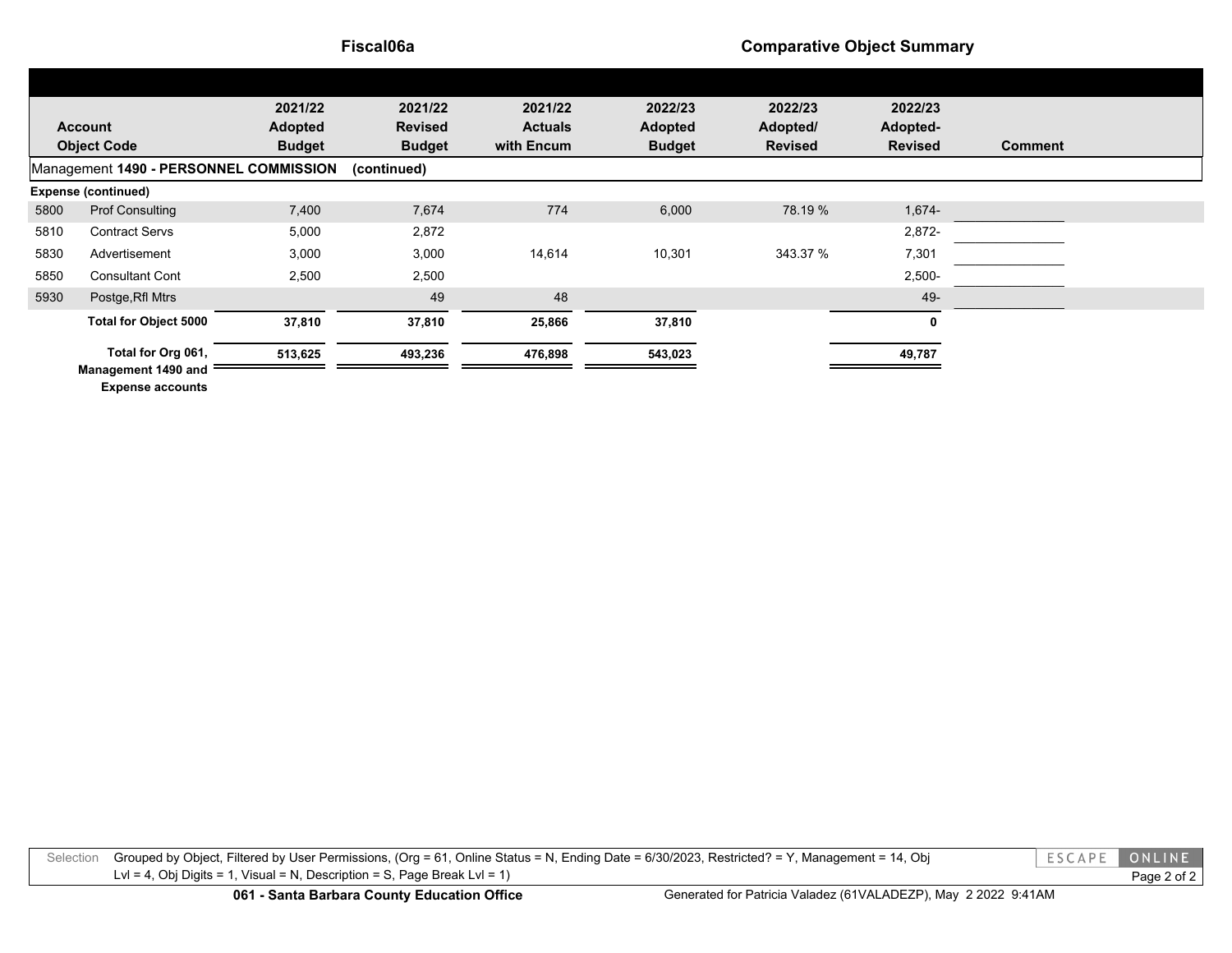**Fiscal06a** | **Comparative Object Summary**

| Account Object Code | | 2021/22 Adopted Budget | 2021/22 Revised Budget | 2021/22 Actuals with Encum | 2022/23 Adopted Budget | 2022/23 Adopted/ Revised | 2022/23 Adopted- Revised | Comment |
|---|---|---|---|---|---|---|---|---|
| **Management 1490 - PERSONNEL COMMISSION (continued)** | | | | | | | | |
| **Expense (continued)** | | | | | | | | |
| 5800 | Prof Consulting | 7,400 | 7,674 | 774 | 6,000 | 78.19 % | 1,674- | |
| 5810 | Contract Servs | 5,000 | 2,872 | | | | 2,872- | |
| 5830 | Advertisement | 3,000 | 3,000 | 14,614 | 10,301 | 343.37 % | 7,301 | |
| 5850 | Consultant Cont | 2,500 | 2,500 | | | | 2,500- | |
| 5930 | Postge,Rfl Mtrs | | 49 | 48 | | | 49- | |
| | **Total for Object 5000** | **37,810** | **37,810** | **25,866** | **37,810** | | **0** | |
| | **Total for Org 061, Management 1490 and Expense accounts** | **513,625** | **493,236** | **476,898** | **543,023** | | **49,787** | |

Selection Grouped by Object, Filtered by User Permissions, (Org = 61, Online Status = N, Ending Date = 6/30/2023, Restricted? = Y, Management = 14, Obj Lvl = 4, Obj Digits = 1, Visual = N, Description = S, Page Break Lvl = 1)

**061 - Santa Barbara County Education Office** Generated for Patricia Valadez (61VALADEZP), May 2 2022 9:41AM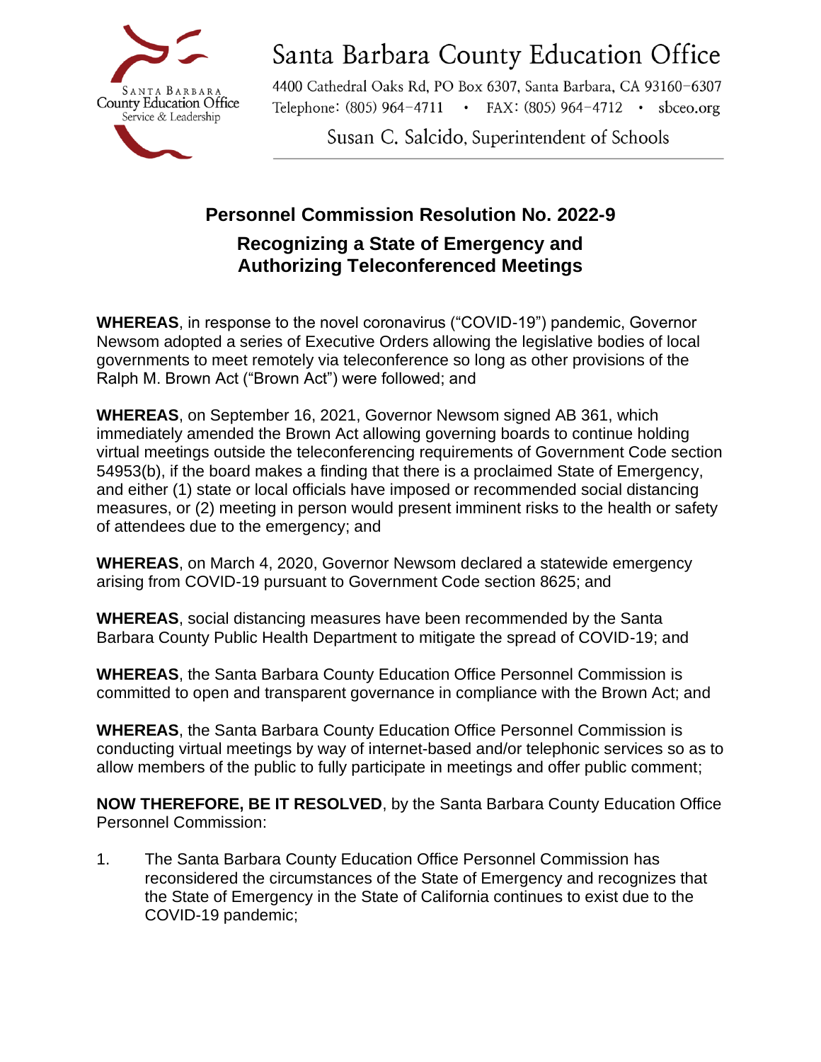Santa Barbara County Education Office

4400 Cathedral Oaks Rd, PO Box 6307, Santa Barbara, CA 93160-6307
Telephone: (805) 964-4711 • FAX: (805) 964-4712 • sbceo.org

Susan C. Salcido, Superintendent of Schools

## Personnel Commission Resolution No. 2022-9

### Recognizing a State of Emergency and Authorizing Teleconferenced Meetings

**WHEREAS**, in response to the novel coronavirus ("COVID-19") pandemic, Governor Newsom adopted a series of Executive Orders allowing the legislative bodies of local governments to meet remotely via teleconference so long as other provisions of the Ralph M. Brown Act ("Brown Act") were followed; and

**WHEREAS**, on September 16, 2021, Governor Newsom signed AB 361, which immediately amended the Brown Act allowing governing boards to continue holding virtual meetings outside the teleconferencing requirements of Government Code section 54953(b), if the board makes a finding that there is a proclaimed State of Emergency, and either (1) state or local officials have imposed or recommended social distancing measures, or (2) meeting in person would present imminent risks to the health or safety of attendees due to the emergency; and

**WHEREAS**, on March 4, 2020, Governor Newsom declared a statewide emergency arising from COVID-19 pursuant to Government Code section 8625; and

**WHEREAS**, social distancing measures have been recommended by the Santa Barbara County Public Health Department to mitigate the spread of COVID-19; and

**WHEREAS**, the Santa Barbara County Education Office Personnel Commission is committed to open and transparent governance in compliance with the Brown Act; and

**WHEREAS**, the Santa Barbara County Education Office Personnel Commission is conducting virtual meetings by way of internet-based and/or telephonic services so as to allow members of the public to fully participate in meetings and offer public comment;

**NOW THEREFORE, BE IT RESOLVED**, by the Santa Barbara County Education Office Personnel Commission:

1. The Santa Barbara County Education Office Personnel Commission has reconsidered the circumstances of the State of Emergency and recognizes that the State of Emergency in the State of California continues to exist due to the COVID-19 pandemic;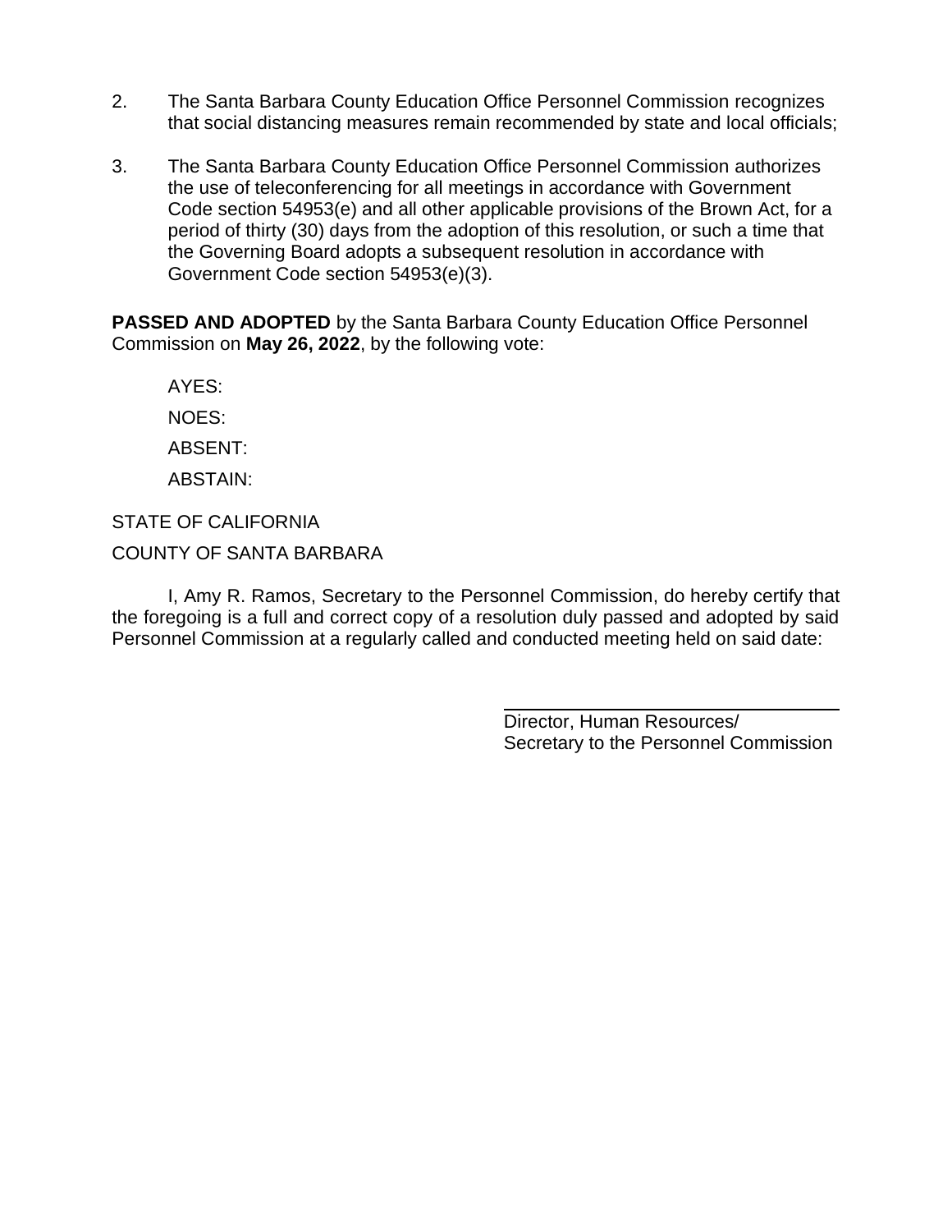2. The Santa Barbara County Education Office Personnel Commission recognizes that social distancing measures remain recommended by state and local officials;

3. The Santa Barbara County Education Office Personnel Commission authorizes the use of teleconferencing for all meetings in accordance with Government Code section 54953(e) and all other applicable provisions of the Brown Act, for a period of thirty (30) days from the adoption of this resolution, or such a time that the Governing Board adopts a subsequent resolution in accordance with Government Code section 54953(e)(3).

**PASSED AND ADOPTED** by the Santa Barbara County Education Office Personnel Commission on **May 26, 2022**, by the following vote:

AYES:

NOES:

ABSENT:

ABSTAIN:

STATE OF CALIFORNIA

COUNTY OF SANTA BARBARA

I, Amy R. Ramos, Secretary to the Personnel Commission, do hereby certify that the foregoing is a full and correct copy of a resolution duly passed and adopted by said Personnel Commission at a regularly called and conducted meeting held on said date:

\_\_\_\_\_\_\_\_\_\_\_\_\_\_\_\_\_\_\_\_\_\_\_\_\_\_\_\_\_\_

Director, Human Resources/
Secretary to the Personnel Commission